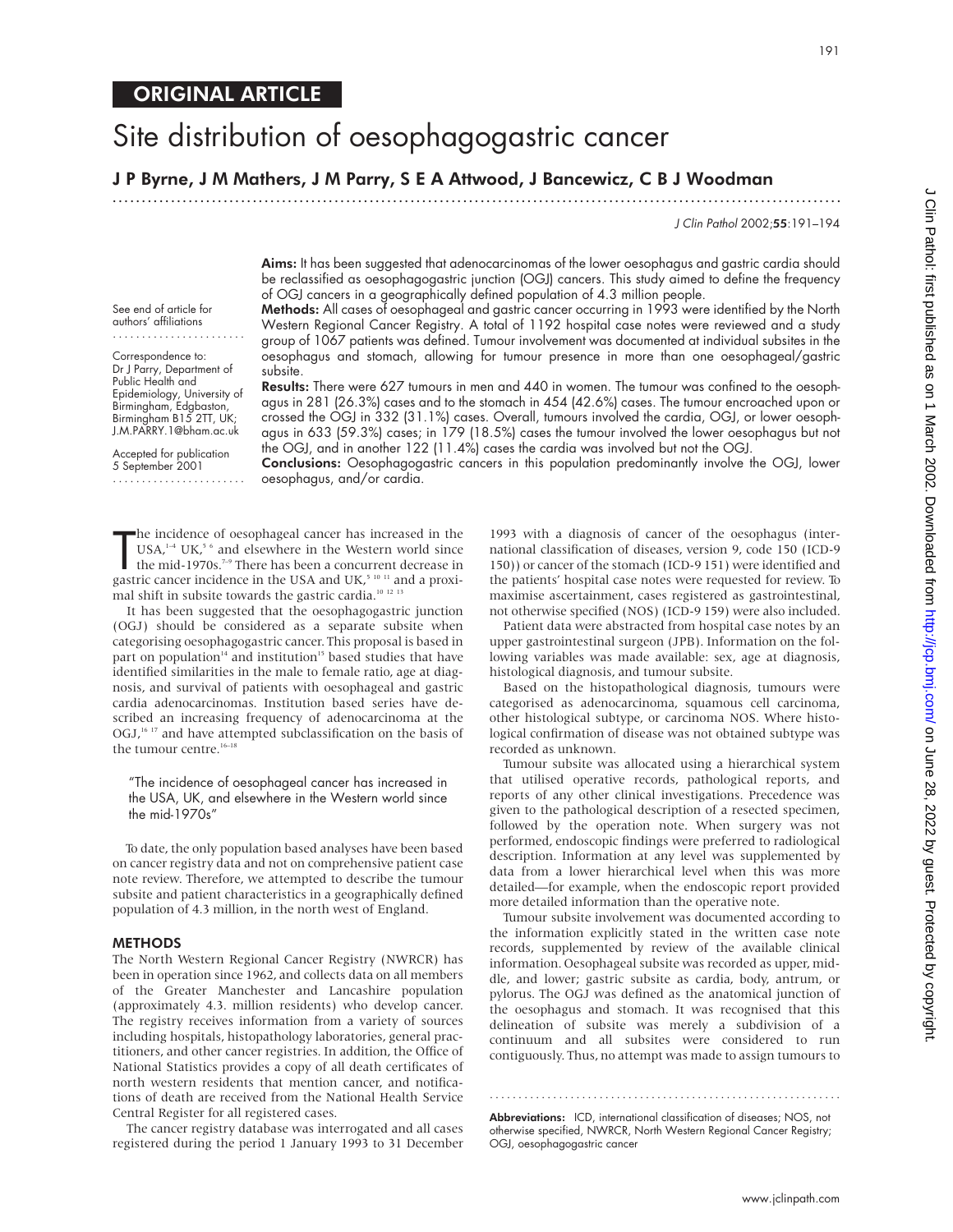## ORIGINAL ARTICLE

# Site distribution of oesophagogastric cancer

**J P Byrne, J M Mathers, J M Parry, S E A Attwood, J Bancewicz, C B J Woodman**

See end of article for authors' affiliations

Correspondence to: Dr J Parry, Department of Public Health and Epidemiology, University of Birmingham, Edgbaston, Birmingham B15 2TT, UK; J.M.PARRY.1@bham.ac.uk

Accepted for publication 5 September 2001

**Aims:** It has been suggested that adenocarcinomas of the lower oesophagus and gastric cardia should be reclassified as oesophagogastric junction (OGJ) cancers. This study aimed to define the frequency of OGJ cancers in a geographically defined population of 4.3 million people.

**Methods:** All cases of oesophageal and gastric cancer occurring in 1993 were identified by the North Western Regional Cancer Registry. A total of 1192 hospital case notes were reviewed and a study group of 1067 patients was defined. Tumour involvement was documented at individual subsites in the oesophagus and stomach, allowing for tumour presence in more than one oesophageal/gastric subsite.

**Results:** There were 627 tumours in men and 440 in women. The tumour was confined to the oesophagus in 281 (26.3%) cases and to the stomach in 454 (42.6%) cases. The tumour encroached upon or crossed the OGJ in 332 (31.1%) cases. Overall, tumours involved the cardia, OGJ, or lower oesophagus in 633 (59.3%) cases; in 179 (18.5%) cases the tumour involved the lower oesophagus but not the OGJ, and in another 122 (11.4%) cases the cardia was involved but not the OGJ.

**Conclusions:** Oesophagogastric cancers in this population predominantly involve the OGJ, lower oesophagus, and/or cardia.

The incidence of oesophageal cancer has increased in the USA,[1–4] UK,[5 6] and elsewhere in the Western world since the mid-1970s.[7–9] There has been a concurrent decrease in gastric cancer incidence in the USA and UK,[5 10 11] and a proximal shift in subsite towards the gastric cardia.[10 12 13]

It has been suggested that the oesophagogastric junction (OGJ) should be considered as a separate subsite when categorising oesophagogastric cancer. This proposal is based in part on population[14] and institution[15] based studies that have identified similarities in the male to female ratio, age at diagnosis, and survival of patients with oesophageal and gastric cardia adenocarcinomas. Institution based series have described an increasing frequency of adenocarcinoma at the OGJ,[16 17] and have attempted subclassification on the basis of the tumour centre.[16–18]

> "The incidence of oesophageal cancer has increased in the USA, UK, and elsewhere in the Western world since the mid-1970s"

To date, the only population based analyses have been based on cancer registry data and not on comprehensive patient case note review. Therefore, we attempted to describe the tumour subsite and patient characteristics in a geographically defined population of 4.3 million, in the north west of England.

## METHODS

The North Western Regional Cancer Registry (NWRCR) has been in operation since 1962, and collects data on all members of the Greater Manchester and Lancashire population (approximately 4.3. million residents) who develop cancer. The registry receives information from a variety of sources including hospitals, histopathology laboratories, general practitioners, and other cancer registries. In addition, the Office of National Statistics provides a copy of all death certificates of north western residents that mention cancer, and notifications of death are received from the National Health Service Central Register for all registered cases.

The cancer registry database was interrogated and all cases registered during the period 1 January 1993 to 31 December 1993 with a diagnosis of cancer of the oesophagus (international classification of diseases, version 9, code 150 (ICD-9 150)) or cancer of the stomach (ICD-9 151) were identified and the patients' hospital case notes were requested for review. To maximise ascertainment, cases registered as gastrointestinal, not otherwise specified (NOS) (ICD-9 159) were also included.

Patient data were abstracted from hospital case notes by an upper gastrointestinal surgeon (JPB). Information on the following variables was made available: sex, age at diagnosis, histological diagnosis, and tumour subsite.

Based on the histopathological diagnosis, tumours were categorised as adenocarcinoma, squamous cell carcinoma, other histological subtype, or carcinoma NOS. Where histological confirmation of disease was not obtained subtype was recorded as unknown.

Tumour subsite was allocated using a hierarchical system that utilised operative records, pathological reports, and reports of any other clinical investigations. Precedence was given to the pathological description of a resected specimen, followed by the operation note. When surgery was not performed, endoscopic findings were preferred to radiological description. Information at any level was supplemented by data from a lower hierarchical level when this was more detailed—for example, when the endoscopic report provided more detailed information than the operative note.

Tumour subsite involvement was documented according to the information explicitly stated in the written case note records, supplemented by review of the available clinical information. Oesophageal subsite was recorded as upper, middle, and lower; gastric subsite as cardia, body, antrum, or pylorus. The OGJ was defined as the anatomical junction of the oesophagus and stomach. It was recognised that this delineation of subsite was merely a subdivision of a continuum and all subsites were considered to run contiguously. Thus, no attempt was made to assign tumours to

**Abbreviations:** ICD, international classification of diseases; NOS, not otherwise specified, NWRCR, North Western Regional Cancer Registry; OGJ, oesophagogastric cancer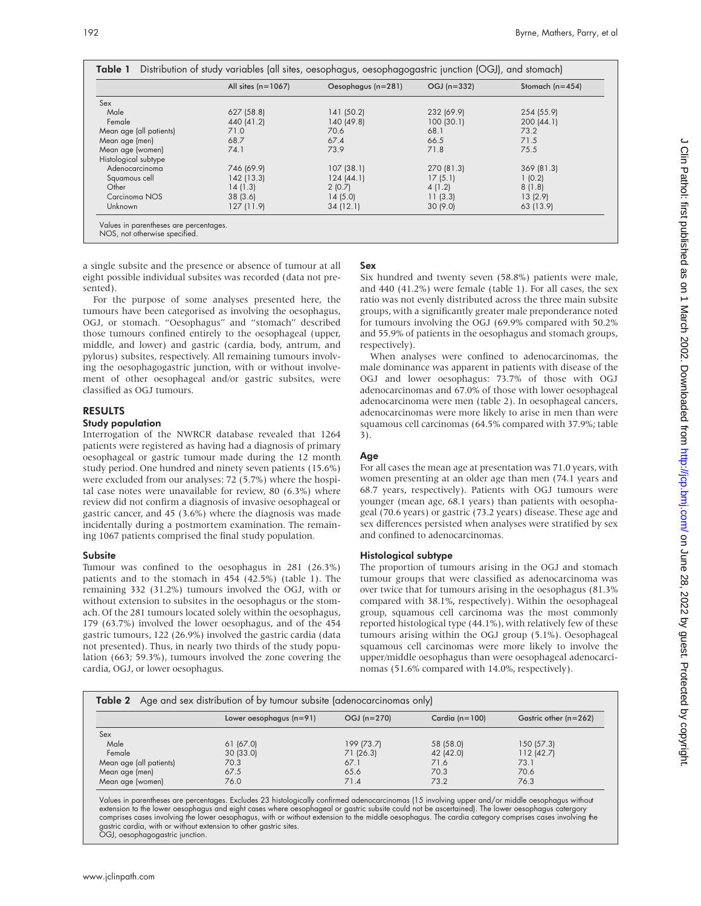**Table 1** Distribution of study variables (all sites, oesophagus, oesophagogastric junction (OGJ), and stomach)

| | All sites (n=1067) | Oesophagus (n=281) | OGJ (n=332) | Stomach (n=454) |
|---|---|---|---|---|
| Sex | | | | |
| Male | 627 (58.8) | 141 (50.2) | 232 (69.9) | 254 (55.9) |
| Female | 440 (41.2) | 140 (49.8) | 100 (30.1) | 200 (44.1) |
| Mean age (all patients) | 71.0 | 70.6 | 68.1 | 73.2 |
| Mean age (men) | 68.7 | 67.4 | 66.5 | 71.5 |
| Mean age (women) | 74.1 | 73.9 | 71.8 | 75.5 |
| Histological subtype | | | | |
| Adenocarcinoma | 746 (69.9) | 107 (38.1) | 270 (81.3) | 369 (81.3) |
| Squamous cell | 142 (13.3) | 124 (44.1) | 17 (5.1) | 1 (0.2) |
| Other | 14 (1.3) | 2 (0.7) | 4 (1.2) | 8 (1.8) |
| Carcinoma NOS | 38 (3.6) | 14 (5.0) | 11 (3.3) | 13 (2.9) |
| Unknown | 127 (11.9) | 34 (12.1) | 30 (9.0) | 63 (13.9) |

Values in parentheses are percentages.
NOS, not otherwise specified.

a single subsite and the presence or absence of tumour at all eight possible individual subsites was recorded (data not presented).

For the purpose of some analyses presented here, the tumours have been categorised as involving the oesophagus, OGJ, or stomach. "Oesophagus" and "stomach" described those tumours confined entirely to the oesophageal (upper, middle, and lower) and gastric (cardia, body, antrum, and pylorus) subsites, respectively. All remaining tumours involving the oesophagogastric junction, with or without involvement of other oesophageal and/or gastric subsites, were classified as OGJ tumours.

## RESULTS

### Study population

Interrogation of the NWRCR database revealed that 1264 patients were registered as having had a diagnosis of primary oesophageal or gastric tumour made during the 12 month study period. One hundred and ninety seven patients (15.6%) were excluded from our analyses: 72 (5.7%) where the hospital case notes were unavailable for review, 80 (6.3%) where review did not confirm a diagnosis of invasive oesophageal or gastric cancer, and 45 (3.6%) where the diagnosis was made incidentally during a postmortem examination. The remaining 1067 patients comprised the final study population.

### Subsite

Tumour was confined to the oesophagus in 281 (26.3%) patients and to the stomach in 454 (42.5%) (table 1). The remaining 332 (31.2%) tumours involved the OGJ, with or without extension to subsites in the oesophagus or the stomach. Of the 281 tumours located solely within the oesophagus, 179 (63.7%) involved the lower oesophagus, and of the 454 gastric tumours, 122 (26.9%) involved the gastric cardia (data not presented). Thus, in nearly two thirds of the study population (663; 59.3%), tumours involved the zone covering the cardia, OGJ, or lower oesophagus.

### Sex

Six hundred and twenty seven (58.8%) patients were male, and 440 (41.2%) were female (table 1). For all cases, the sex ratio was not evenly distributed across the three main subsite groups, with a significantly greater male preponderance noted for tumours involving the OGJ (69.9% compared with 50.2% and 55.9% of patients in the oesophagus and stomach groups, respectively).

When analyses were confined to adenocarcinomas, the male dominance was apparent in patients with disease of the OGJ and lower oesophagus: 73.7% of those with OGJ adenocarcinomas and 67.0% of those with lower oesophageal adenocarcinoma were men (table 2). In oesophageal cancers, adenocarcinomas were more likely to arise in men than were squamous cell carcinomas (64.5% compared with 37.9%; table 3).

### Age

For all cases the mean age at presentation was 71.0 years, with women presenting at an older age than men (74.1 years and 68.7 years, respectively). Patients with OGJ tumours were younger (mean age, 68.1 years) than patients with oesophageal (70.6 years) or gastric (73.2 years) disease. These age and sex differences persisted when analyses were stratified by sex and confined to adenocarcinomas.

### Histological subtype

The proportion of tumours arising in the OGJ and stomach tumour groups that were classified as adenocarcinoma was over twice that for tumours arising in the oesophagus (81.3% compared with 38.1%, respectively). Within the oesophageal group, squamous cell carcinoma was the most commonly reported histological type (44.1%), with relatively few of these tumours arising within the OGJ group (5.1%). Oesophageal squamous cell carcinomas were more likely to involve the upper/middle oesophagus than were oesophageal adenocarcinomas (51.6% compared with 14.0%, respectively).

**Table 2** Age and sex distribution of by tumour subsite (adenocarcinomas only)

| | Lower oesophagus (n=91) | OGJ (n=270) | Cardia (n=100) | Gastric other (n=262) |
|---|---|---|---|---|
| Sex | | | | |
| Male | 61 (67.0) | 199 (73.7) | 58 (58.0) | 150 (57.3) |
| Female | 30 (33.0) | 71 (26.3) | 42 (42.0) | 112 (42.7) |
| Mean age (all patients) | 70.3 | 67.1 | 71.6 | 73.1 |
| Mean age (men) | 67.5 | 65.6 | 70.3 | 70.6 |
| Mean age (women) | 76.0 | 71.4 | 73.2 | 76.3 |

Values in parentheses are percentages. Excludes 23 histologically confirmed adenocarcinomas (15 involving upper and/or middle oesophagus without extension to the lower oesophagus and eight cases where oesophageal or gastric subsite could not be ascertained). The lower oesophagus catergory comprises cases involving the lower oesophagus, with or without extension to the middle oesophagus. The cardia category comprises cases involving the gastric cardia, with or without extension to other gastric sites.
OGJ, oesophagogastric junction.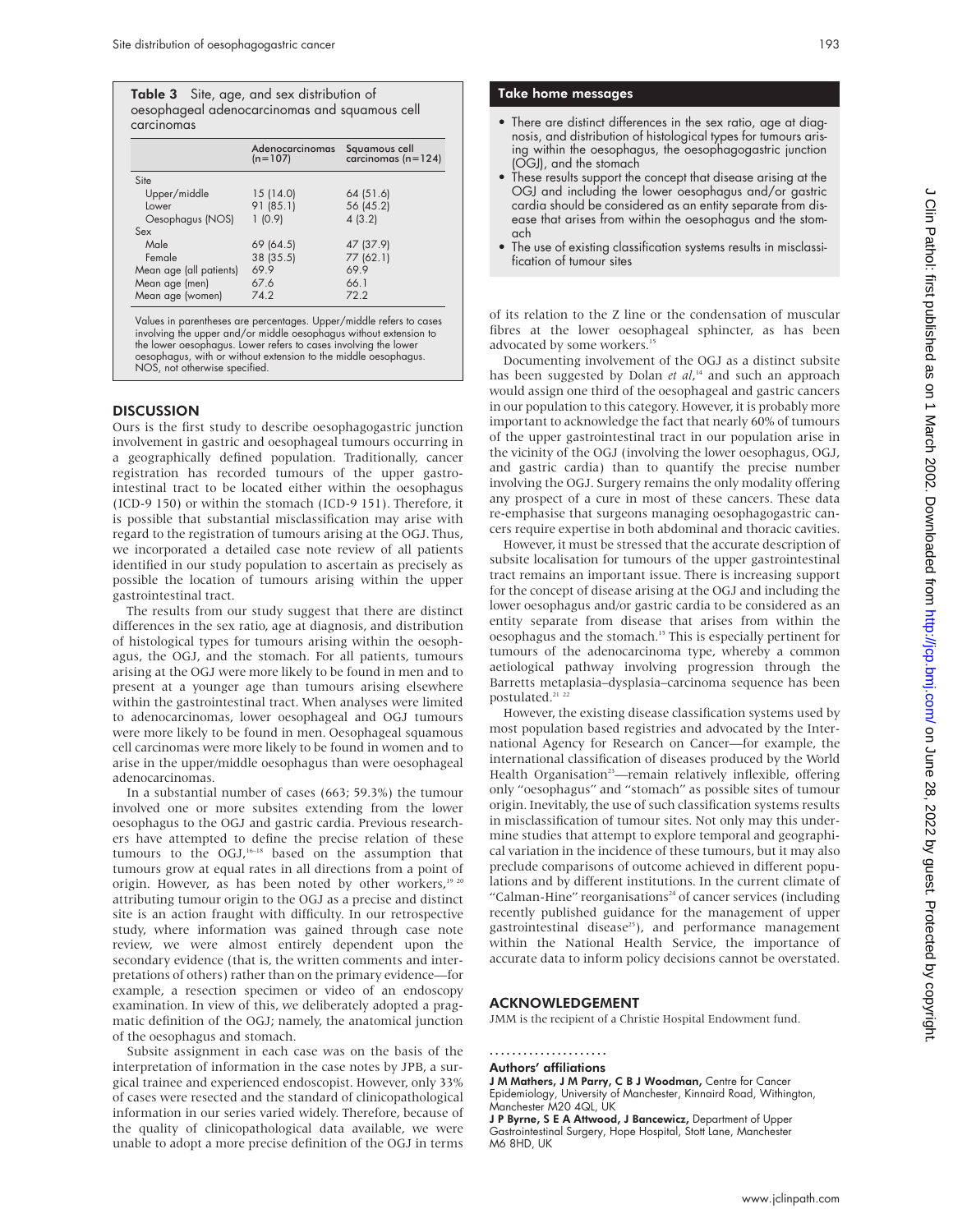**Table 3** Site, age, and sex distribution of oesophageal adenocarcinomas and squamous cell carcinomas

| | Adenocarcinomas (n=107) | Squamous cell carcinomas (n=124) |
|---|---|---|
| Site | | |
| Upper/middle | 15 (14.0) | 64 (51.6) |
| Lower | 91 (85.1) | 56 (45.2) |
| Oesophagus (NOS) | 1 (0.9) | 4 (3.2) |
| Sex | | |
| Male | 69 (64.5) | 47 (37.9) |
| Female | 38 (35.5) | 77 (62.1) |
| Mean age (all patients) | 69.9 | 69.9 |
| Mean age (men) | 67.6 | 66.1 |
| Mean age (women) | 74.2 | 72.2 |

Values in parentheses are percentages. Upper/middle refers to cases involving the upper and/or middle oesophagus without extension to the lower oesophagus. Lower refers to cases involving the lower oesophagus, with or without extension to the middle oesophagus. NOS, not otherwise specified.

## DISCUSSION

Ours is the first study to describe oesophagogastric junction involvement in gastric and oesophageal tumours occurring in a geographically defined population. Traditionally, cancer registration has recorded tumours of the upper gastrointestinal tract to be located either within the oesophagus (ICD-9 150) or within the stomach (ICD-9 151). Therefore, it is possible that substantial misclassification may arise with regard to the registration of tumours arising at the OGJ. Thus, we incorporated a detailed case note review of all patients identified in our study population to ascertain as precisely as possible the location of tumours arising within the upper gastrointestinal tract.

The results from our study suggest that there are distinct differences in the sex ratio, age at diagnosis, and distribution of histological types for tumours arising within the oesophagus, the OGJ, and the stomach. For all patients, tumours arising at the OGJ were more likely to be found in men and to present at a younger age than tumours arising elsewhere within the gastrointestinal tract. When analyses were limited to adenocarcinomas, lower oesophageal and OGJ tumours were more likely to be found in men. Oesophageal squamous cell carcinomas were more likely to be found in women and to arise in the upper/middle oesophagus than were oesophageal adenocarcinomas.

In a substantial number of cases (663; 59.3%) the tumour involved one or more subsites extending from the lower oesophagus to the OGJ and gastric cardia. Previous researchers have attempted to define the precise relation of these tumours to the OGJ,[16–18] based on the assumption that tumours grow at equal rates in all directions from a point of origin. However, as has been noted by other workers,[19 20] attributing tumour origin to the OGJ as a precise and distinct site is an action fraught with difficulty. In our retrospective study, where information was gained through case note review, we were almost entirely dependent upon the secondary evidence (that is, the written comments and interpretations of others) rather than on the primary evidence—for example, a resection specimen or video of an endoscopy examination. In view of this, we deliberately adopted a pragmatic definition of the OGJ; namely, the anatomical junction of the oesophagus and stomach.

Subsite assignment in each case was on the basis of the interpretation of information in the case notes by JPB, a surgical trainee and experienced endoscopist. However, only 33% of cases were resected and the standard of clinicopathological information in our series varied widely. Therefore, because of the quality of clinicopathological data available, we were unable to adopt a more precise definition of the OGJ in terms of its relation to the Z line or the condensation of muscular fibres at the lower oesophageal sphincter, as has been advocated by some workers.[15]

Documenting involvement of the OGJ as a distinct subsite has been suggested by Dolan *et al*,[14] and such an approach would assign one third of the oesophageal and gastric cancers in our population to this category. However, it is probably more important to acknowledge the fact that nearly 60% of tumours of the upper gastrointestinal tract in our population arise in the vicinity of the OGJ (involving the lower oesophagus, OGJ, and gastric cardia) than to quantify the precise number involving the OGJ. Surgery remains the only modality offering any prospect of a cure in most of these cancers. These data re-emphasise that surgeons managing oesophagogastric cancers require expertise in both abdominal and thoracic cavities.

However, it must be stressed that the accurate description of subsite localisation for tumours of the upper gastrointestinal tract remains an important issue. There is increasing support for the concept of disease arising at the OGJ and including the lower oesophagus and/or gastric cardia to be considered as an entity separate from disease that arises from within the oesophagus and the stomach.[15] This is especially pertinent for tumours of the adenocarcinoma type, whereby a common aetiological pathway involving progression through the Barretts metaplasia–dysplasia–carcinoma sequence has been postulated.[21 22]

However, the existing disease classification systems used by most population based registries and advocated by the International Agency for Research on Cancer—for example, the international classification of diseases produced by the World Health Organisation[23]—remain relatively inflexible, offering only "oesophagus" and "stomach" as possible sites of tumour origin. Inevitably, the use of such classification systems results in misclassification of tumour sites. Not only may this undermine studies that attempt to explore temporal and geographical variation in the incidence of these tumours, but it may also preclude comparisons of outcome achieved in different populations and by different institutions. In the current climate of "Calman-Hine" reorganisations[24] of cancer services (including recently published guidance for the management of upper gastrointestinal disease[25]), and performance management within the National Health Service, the importance of accurate data to inform policy decisions cannot be overstated.

### Take home messages

- There are distinct differences in the sex ratio, age at diagnosis, and distribution of histological types for tumours arising within the oesophagus, the oesophagogastric junction (OGJ), and the stomach
- These results support the concept that disease arising at the OGJ and including the lower oesophagus and/or gastric cardia should be considered as an entity separate from disease that arises from within the oesophagus and the stomach
- The use of existing classification systems results in misclassification of tumour sites

## ACKNOWLEDGEMENT

JMM is the recipient of a Christie Hospital Endowment fund.

### Authors' affiliations

**J M Mathers, J M Parry, C B J Woodman,** Centre for Cancer Epidemiology, University of Manchester, Kinnaird Road, Withington, Manchester M20 4QL, UK

**J P Byrne, S E A Attwood, J Bancewicz,** Department of Upper Gastrointestinal Surgery, Hope Hospital, Stott Lane, Manchester M6 8HD, UK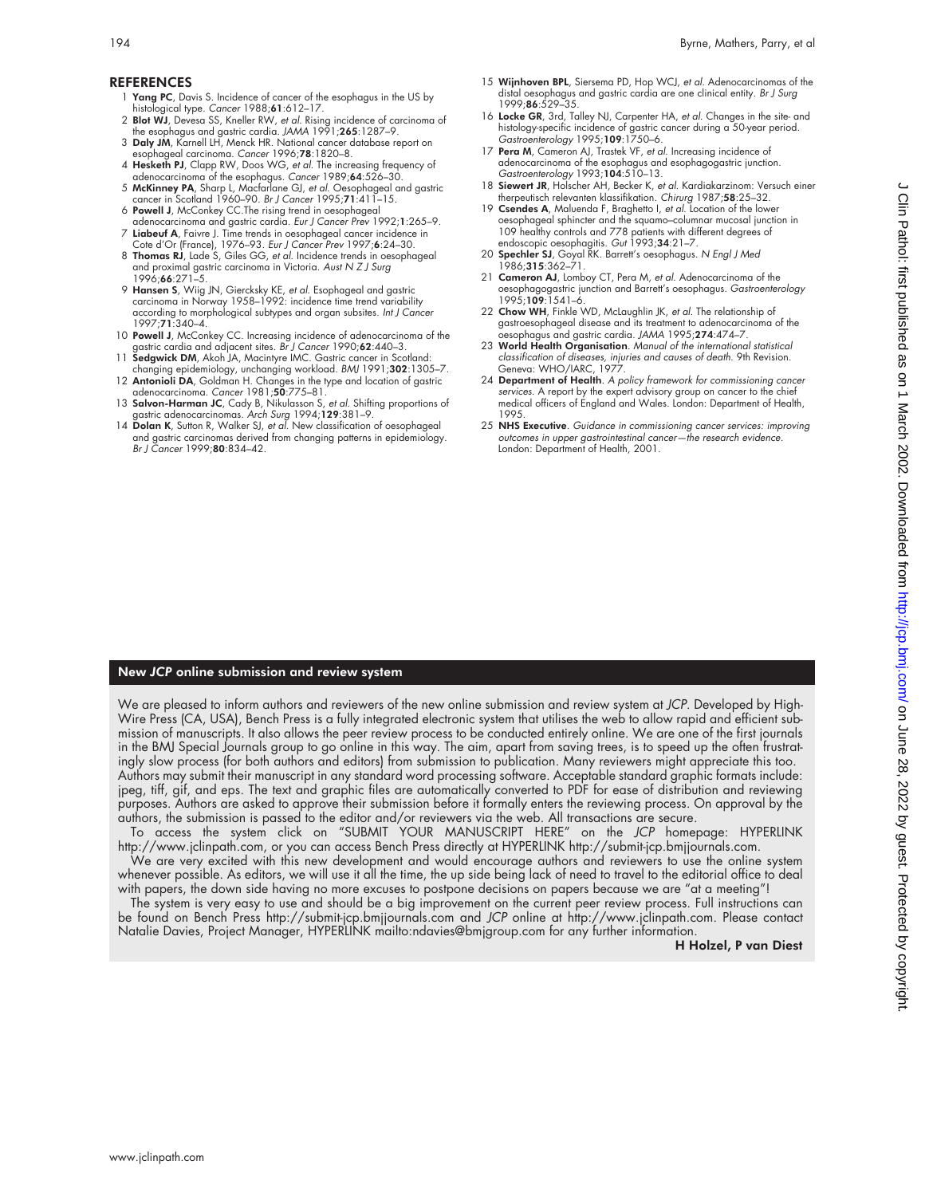## REFERENCES

1. **Yang PC**, Davis S. Incidence of cancer of the esophagus in the US by histological type. *Cancer* 1988;**61**:612–17.
2. **Blot WJ**, Devesa SS, Kneller RW, *et al.* Rising incidence of carcinoma of the esophagus and gastric cardia. *JAMA* 1991;**265**:1287–9.
3. **Daly JM**, Karnell LH, Menck HR. National cancer database report on esophageal carcinoma. *Cancer* 1996;**78**:1820–8.
4. **Hesketh PJ**, Clapp RW, Doos WG, *et al.* The increasing frequency of adenocarcinoma of the esophagus. *Cancer* 1989;**64**:526–30.
5. **McKinney PA**, Sharp L, Macfarlane GJ, *et al.* Oesophageal and gastric cancer in Scotland 1960–90. *Br J Cancer* 1995;**71**:411–15.
6. **Powell J**, McConkey CC.The rising trend in oesophageal adenocarcinoma and gastric cardia. *Eur J Cancer Prev* 1992;**1**:265–9.
7. **Liabeuf A**, Faivre J. Time trends in oesophageal cancer incidence in Cote d'Or (France), 1976–93. *Eur J Cancer Prev* 1997;**6**:24–30.
8. **Thomas RJ**, Lade S, Giles GG, *et al.* Incidence trends in oesophageal and proximal gastric carcinoma in Victoria. *Aust N Z J Surg* 1996;**66**:271–5.
9. **Hansen S**, Wiig JN, Giercksky KE, *et al.* Esophageal and gastric carcinoma in Norway 1958–1992: incidence time trend variability according to morphological subtypes and organ subsites. *Int J Cancer* 1997;**71**:340–4.
10. **Powell J**, McConkey CC. Increasing incidence of adenocarcinoma of the gastric cardia and adjacent sites. *Br J Cancer* 1990;**62**:440–3.
11. **Sedgwick DM**, Akoh JA, Macintyre IMC. Gastric cancer in Scotland: changing epidemiology, unchanging workload. *BMJ* 1991;**302**:1305–7.
12. **Antonioli DA**, Goldman H. Changes in the type and location of gastric adenocarcinoma. *Cancer* 1981;**50**:775–81.
13. **Salvon-Harman JC**, Cady B, Nikulasson S, *et al.* Shifting proportions of gastric adenocarcinomas. *Arch Surg* 1994;**129**:381–9.
14. **Dolan K**, Sutton R, Walker SJ, *et al.* New classification of oesophageal and gastric carcinomas derived from changing patterns in epidemiology. *Br J Cancer* 1999;**80**:834–42.
15. **Wijnhoven BPL**, Siersema PD, Hop WCJ, *et al.* Adenocarcinomas of the distal oesophagus and gastric cardia are one clinical entity. *Br J Surg* 1999;**86**:529–35.
16. **Locke GR**, 3rd, Talley NJ, Carpenter HA, *et al.* Changes in the site- and histology-specific incidence of gastric cancer during a 50-year period. *Gastroenterology* 1995;**109**:1750–6.
17. **Pera M**, Cameron AJ, Trastek VF, *et al.* Increasing incidence of adenocarcinoma of the esophagus and esophagogastric junction. *Gastroenterology* 1993;**104**:510–13.
18. **Siewert JR**, Holscher AH, Becker K, *et al.* Kardiakarzinom: Versuch einer therpeutisch relevanten klassifikation. *Chirurg* 1987;**58**:25–32.
19. **Csendes A**, Maluenda F, Braghetto I, *et al.* Location of the lower oesophageal sphincter and the squamo–columnar mucosal junction in 109 healthy controls and 778 patients with different degrees of endoscopic oesophagitis. *Gut* 1993;**34**:21–7.
20. **Spechler SJ**, Goyal RK. Barrett's oesophagus. *N Engl J Med* 1986;**315**:362–71.
21. **Cameron AJ**, Lomboy CT, Pera M, *et al.* Adenocarcinoma of the oesophagogastric junction and Barrett's oesophagus. *Gastroenterology* 1995;**109**:1541–6.
22. **Chow WH**, Finkle WD, McLaughlin JK, *et al.* The relationship of gastroesophageal disease and its treatment to adenocarcinoma of the oesophagus and gastric cardia. *JAMA* 1995;**274**:474–7.
23. **World Health Organisation**. *Manual of the international statistical classification of diseases, injuries and causes of death.* 9th Revision. Geneva: WHO/IARC, 1977.
24. **Department of Health**. *A policy framework for commissioning cancer services.* A report by the expert advisory group on cancer to the chief medical officers of England and Wales. London: Department of Health, 1995.
25. **NHS Executive**. *Guidance in commissioning cancer services: improving outcomes in upper gastrointestinal cancer—the research evidence.* London: Department of Health, 2001.

## New *JCP* online submission and review system

We are pleased to inform authors and reviewers of the new online submission and review system at *JCP*. Developed by High-Wire Press (CA, USA), Bench Press is a fully integrated electronic system that utilises the web to allow rapid and efficient submission of manuscripts. It also allows the peer review process to be conducted entirely online. We are one of the first journals in the BMJ Special Journals group to go online in this way. The aim, apart from saving trees, is to speed up the often frustratingly slow process (for both authors and editors) from submission to publication. Many reviewers might appreciate this too. Authors may submit their manuscript in any standard word processing software. Acceptable standard graphic formats include: jpeg, tiff, gif, and eps. The text and graphic files are automatically converted to PDF for ease of distribution and reviewing purposes. Authors are asked to approve their submission before it formally enters the reviewing process. On approval by the authors, the submission is passed to the editor and/or reviewers via the web. All transactions are secure.

To access the system click on "SUBMIT YOUR MANUSCRIPT HERE" on the *JCP* homepage: HYPERLINK http://www.jclinpath.com, or you can access Bench Press directly at HYPERLINK http://submit-jcp.bmjjournals.com.

We are very excited with this new development and would encourage authors and reviewers to use the online system whenever possible. As editors, we will use it all the time, the up side being lack of need to travel to the editorial office to deal with papers, the down side having no more excuses to postpone decisions on papers because we are "at a meeting"!

The system is very easy to use and should be a big improvement on the current peer review process. Full instructions can be found on Bench Press http://submit-jcp.bmjjournals.com and *JCP* online at http://www.jclinpath.com. Please contact Natalie Davies, Project Manager, HYPERLINK mailto:ndavies@bmjgroup.com for any further information.

**H Holzel, P van Diest**